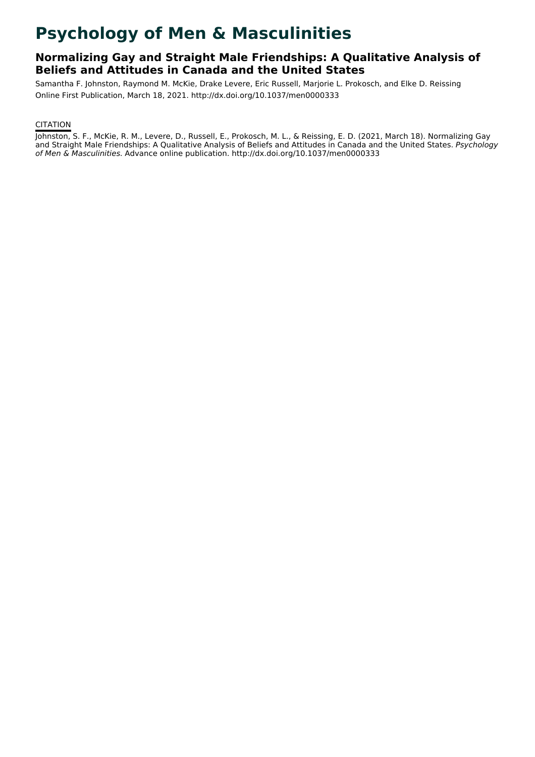# Psychology of Men & Masculinities

## Normalizing Gay and Straight Male Friendships: A Qualitative Analysis of Beliefs and Attitudes in Canada and the United States

Samantha F. Johnston, Raymond M. McKie, Drake Levere, Eric Russell, Marjorie L. Prokosch, and Elke D. Reissing

Online First Publication, March 18, 2021. http://dx.doi.org/10.1037/men0000333

CITATION

Johnston, S. F., McKie, R. M., Levere, D., Russell, E., Prokosch, M. L., & Reissing, E. D. (2021, March 18). Normalizing Gay and Straight Male Friendships: A Qualitative Analysis of Beliefs and Attitudes in Canada and the United States. *Psychology of Men & Masculinities.* Advance online publication. http://dx.doi.org/10.1037/men0000333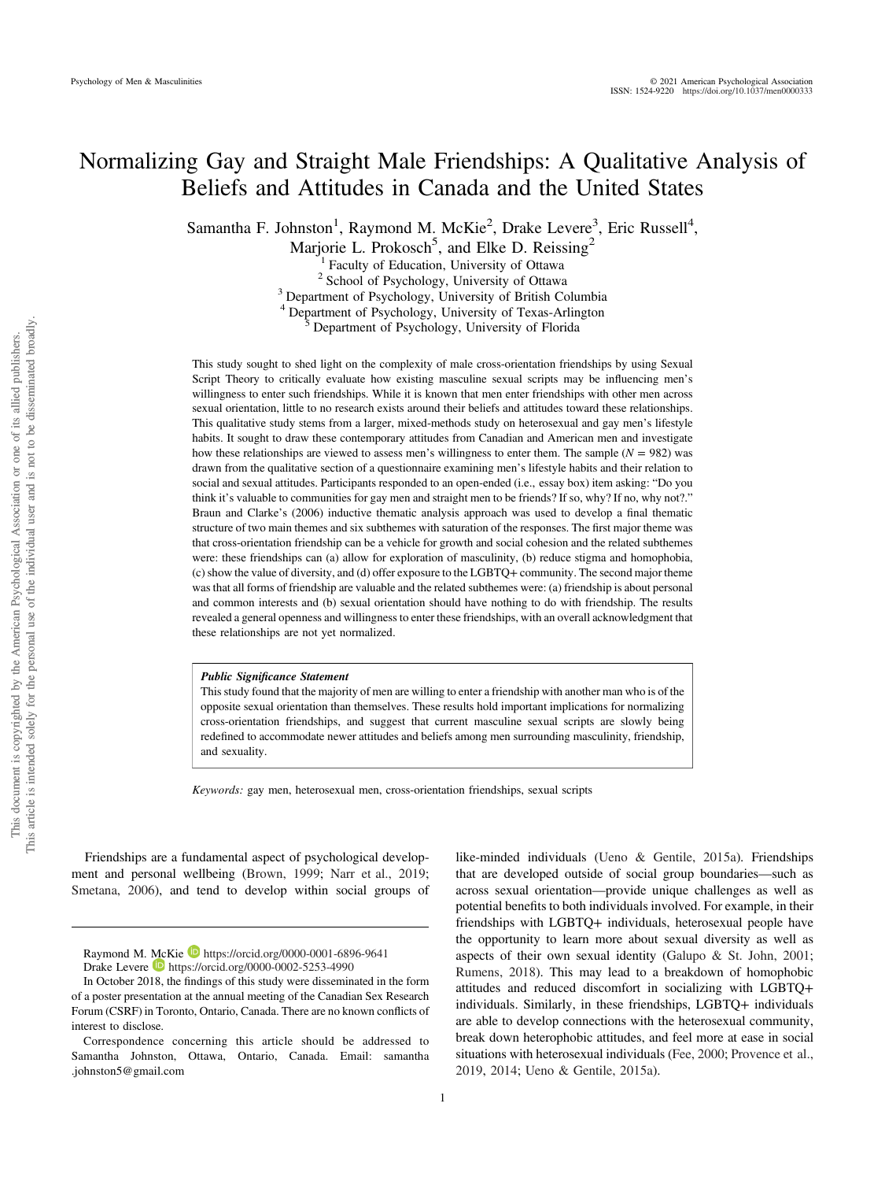# Normalizing Gay and Straight Male Friendships: A Qualitative Analysis of Beliefs and Attitudes in Canada and the United States

Samantha F. Johnston[1], Raymond M. McKie[2], Drake Levere[3], Eric Russell[4], Marjorie L. Prokosch[5], and Elke D. Reissing[2]

[1] Faculty of Education, University of Ottawa
[2] School of Psychology, University of Ottawa
[3] Department of Psychology, University of British Columbia
[4] Department of Psychology, University of Texas-Arlington
[5] Department of Psychology, University of Florida

This study sought to shed light on the complexity of male cross-orientation friendships by using Sexual Script Theory to critically evaluate how existing masculine sexual scripts may be influencing men's willingness to enter such friendships. While it is known that men enter friendships with other men across sexual orientation, little to no research exists around their beliefs and attitudes toward these relationships. This qualitative study stems from a larger, mixed-methods study on heterosexual and gay men's lifestyle habits. It sought to draw these contemporary attitudes from Canadian and American men and investigate how these relationships are viewed to assess men's willingness to enter them. The sample ($N = 982$) was drawn from the qualitative section of a questionnaire examining men's lifestyle habits and their relation to social and sexual attitudes. Participants responded to an open-ended (i.e., essay box) item asking: "Do you think it's valuable to communities for gay men and straight men to be friends? If so, why? If no, why not?." Braun and Clarke's (2006) inductive thematic analysis approach was used to develop a final thematic structure of two main themes and six subthemes with saturation of the responses. The first major theme was that cross-orientation friendship can be a vehicle for growth and social cohesion and the related subthemes were: these friendships can (a) allow for exploration of masculinity, (b) reduce stigma and homophobia, (c) show the value of diversity, and (d) offer exposure to the LGBTQ+ community. The second major theme was that all forms of friendship are valuable and the related subthemes were: (a) friendship is about personal and common interests and (b) sexual orientation should have nothing to do with friendship. The results revealed a general openness and willingness to enter these friendships, with an overall acknowledgment that these relationships are not yet normalized.

> ***Public Significance Statement***
> This study found that the majority of men are willing to enter a friendship with another man who is of the opposite sexual orientation than themselves. These results hold important implications for normalizing cross-orientation friendships, and suggest that current masculine sexual scripts are slowly being redefined to accommodate newer attitudes and beliefs among men surrounding masculinity, friendship, and sexuality.

*Keywords:* gay men, heterosexual men, cross-orientation friendships, sexual scripts

Friendships are a fundamental aspect of psychological development and personal wellbeing (Brown, 1999; Narr et al., 2019; Smetana, 2006), and tend to develop within social groups of like-minded individuals (Ueno & Gentile, 2015a). Friendships that are developed outside of social group boundaries—such as across sexual orientation—provide unique challenges as well as potential benefits to both individuals involved. For example, in their friendships with LGBTQ+ individuals, heterosexual people have the opportunity to learn more about sexual diversity as well as aspects of their own sexual identity (Galupo & St. John, 2001; Rumens, 2018). This may lead to a breakdown of homophobic attitudes and reduced discomfort in socializing with LGBTQ+ individuals. Similarly, in these friendships, LGBTQ+ individuals are able to develop connections with the heterosexual community, break down heterophobic attitudes, and feel more at ease in social situations with heterosexual individuals (Fee, 2000; Provence et al., 2019, 2014; Ueno & Gentile, 2015a).

---

Raymond M. McKie https://orcid.org/0000-0001-6896-9641
Drake Levere https://orcid.org/0000-0002-5253-4990

In October 2018, the findings of this study were disseminated in the form of a poster presentation at the annual meeting of the Canadian Sex Research Forum (CSRF) in Toronto, Ontario, Canada. There are no known conflicts of interest to disclose.

Correspondence concerning this article should be addressed to Samantha Johnston, Ottawa, Ontario, Canada. Email: samantha.johnston5@gmail.com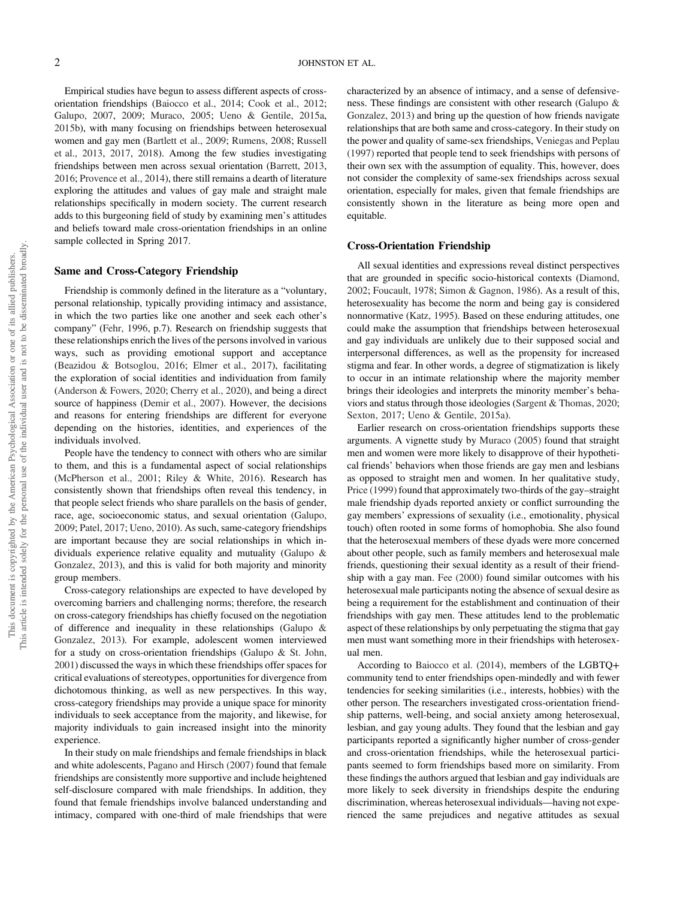Empirical studies have begun to assess different aspects of cross-orientation friendships (Baiocco et al., 2014; Cook et al., 2012; Galupo, 2007, 2009; Muraco, 2005; Ueno & Gentile, 2015a, 2015b), with many focusing on friendships between heterosexual women and gay men (Bartlett et al., 2009; Rumens, 2008; Russell et al., 2013, 2017, 2018). Among the few studies investigating friendships between men across sexual orientation (Barrett, 2013, 2016; Provence et al., 2014), there still remains a dearth of literature exploring the attitudes and values of gay male and straight male relationships specifically in modern society. The current research adds to this burgeoning field of study by examining men's attitudes and beliefs toward male cross-orientation friendships in an online sample collected in Spring 2017.

## Same and Cross-Category Friendship

Friendship is commonly defined in the literature as a "voluntary, personal relationship, typically providing intimacy and assistance, in which the two parties like one another and seek each other's company" (Fehr, 1996, p.7). Research on friendship suggests that these relationships enrich the lives of the persons involved in various ways, such as providing emotional support and acceptance (Beazidou & Botsoglou, 2016; Elmer et al., 2017), facilitating the exploration of social identities and individuation from family (Anderson & Fowers, 2020; Cherry et al., 2020), and being a direct source of happiness (Demir et al., 2007). However, the decisions and reasons for entering friendships are different for everyone depending on the histories, identities, and experiences of the individuals involved.

People have the tendency to connect with others who are similar to them, and this is a fundamental aspect of social relationships (McPherson et al., 2001; Riley & White, 2016). Research has consistently shown that friendships often reveal this tendency, in that people select friends who share parallels on the basis of gender, race, age, socioeconomic status, and sexual orientation (Galupo, 2009; Patel, 2017; Ueno, 2010). As such, same-category friendships are important because they are social relationships in which individuals experience relative equality and mutuality (Galupo & Gonzalez, 2013), and this is valid for both majority and minority group members.

Cross-category relationships are expected to have developed by overcoming barriers and challenging norms; therefore, the research on cross-category friendships has chiefly focused on the negotiation of difference and inequality in these relationships (Galupo & Gonzalez, 2013). For example, adolescent women interviewed for a study on cross-orientation friendships (Galupo & St. John, 2001) discussed the ways in which these friendships offer spaces for critical evaluations of stereotypes, opportunities for divergence from dichotomous thinking, as well as new perspectives. In this way, cross-category friendships may provide a unique space for minority individuals to seek acceptance from the majority, and likewise, for majority individuals to gain increased insight into the minority experience.

In their study on male friendships and female friendships in black and white adolescents, Pagano and Hirsch (2007) found that female friendships are consistently more supportive and include heightened self-disclosure compared with male friendships. In addition, they found that female friendships involve balanced understanding and intimacy, compared with one-third of male friendships that were characterized by an absence of intimacy, and a sense of defensiveness. These findings are consistent with other research (Galupo & Gonzalez, 2013) and bring up the question of how friends navigate relationships that are both same and cross-category. In their study on the power and quality of same-sex friendships, Veniegas and Peplau (1997) reported that people tend to seek friendships with persons of their own sex with the assumption of equality. This, however, does not consider the complexity of same-sex friendships across sexual orientation, especially for males, given that female friendships are consistently shown in the literature as being more open and equitable.

## Cross-Orientation Friendship

All sexual identities and expressions reveal distinct perspectives that are grounded in specific socio-historical contexts (Diamond, 2002; Foucault, 1978; Simon & Gagnon, 1986). As a result of this, heterosexuality has become the norm and being gay is considered nonnormative (Katz, 1995). Based on these enduring attitudes, one could make the assumption that friendships between heterosexual and gay individuals are unlikely due to their supposed social and interpersonal differences, as well as the propensity for increased stigma and fear. In other words, a degree of stigmatization is likely to occur in an intimate relationship where the majority member brings their ideologies and interprets the minority member's behaviors and status through those ideologies (Sargent & Thomas, 2020; Sexton, 2017; Ueno & Gentile, 2015a).

Earlier research on cross-orientation friendships supports these arguments. A vignette study by Muraco (2005) found that straight men and women were more likely to disapprove of their hypothetical friends' behaviors when those friends are gay men and lesbians as opposed to straight men and women. In her qualitative study, Price (1999) found that approximately two-thirds of the gay–straight male friendship dyads reported anxiety or conflict surrounding the gay members' expressions of sexuality (i.e., emotionality, physical touch) often rooted in some forms of homophobia. She also found that the heterosexual members of these dyads were more concerned about other people, such as family members and heterosexual male friends, questioning their sexual identity as a result of their friendship with a gay man. Fee (2000) found similar outcomes with his heterosexual male participants noting the absence of sexual desire as being a requirement for the establishment and continuation of their friendships with gay men. These attitudes lend to the problematic aspect of these relationships by only perpetuating the stigma that gay men must want something more in their friendships with heterosexual men.

According to Baiocco et al. (2014), members of the LGBTQ+ community tend to enter friendships open-mindedly and with fewer tendencies for seeking similarities (i.e., interests, hobbies) with the other person. The researchers investigated cross-orientation friendship patterns, well-being, and social anxiety among heterosexual, lesbian, and gay young adults. They found that the lesbian and gay participants reported a significantly higher number of cross-gender and cross-orientation friendships, while the heterosexual participants seemed to form friendships based more on similarity. From these findings the authors argued that lesbian and gay individuals are more likely to seek diversity in friendships despite the enduring discrimination, whereas heterosexual individuals—having not experienced the same prejudices and negative attitudes as sexual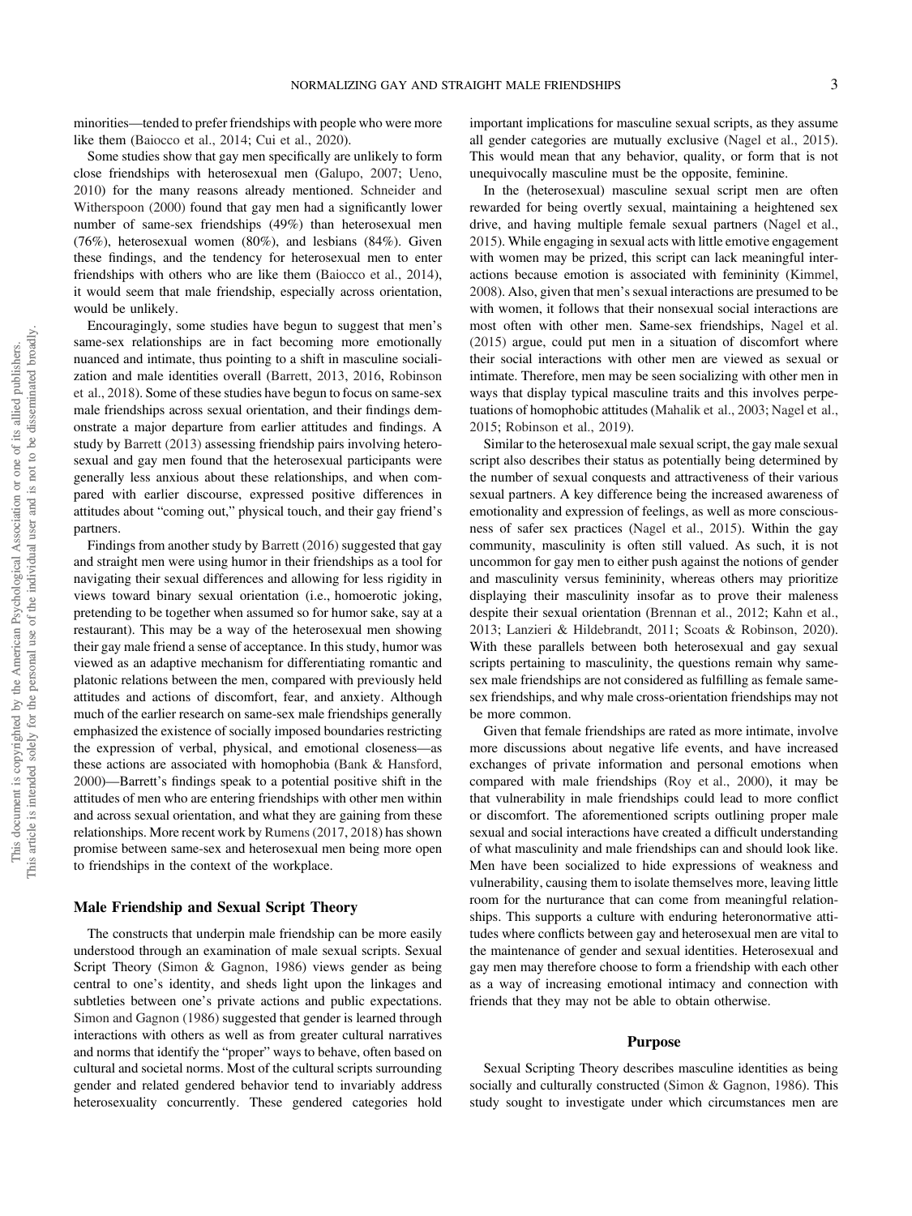minorities—tended to prefer friendships with people who were more like them (Baiocco et al., 2014; Cui et al., 2020).

Some studies show that gay men specifically are unlikely to form close friendships with heterosexual men (Galupo, 2007; Ueno, 2010) for the many reasons already mentioned. Schneider and Witherspoon (2000) found that gay men had a significantly lower number of same-sex friendships (49%) than heterosexual men (76%), heterosexual women (80%), and lesbians (84%). Given these findings, and the tendency for heterosexual men to enter friendships with others who are like them (Baiocco et al., 2014), it would seem that male friendship, especially across orientation, would be unlikely.

Encouragingly, some studies have begun to suggest that men's same-sex relationships are in fact becoming more emotionally nuanced and intimate, thus pointing to a shift in masculine socialization and male identities overall (Barrett, 2013, 2016, Robinson et al., 2018). Some of these studies have begun to focus on same-sex male friendships across sexual orientation, and their findings demonstrate a major departure from earlier attitudes and findings. A study by Barrett (2013) assessing friendship pairs involving heterosexual and gay men found that the heterosexual participants were generally less anxious about these relationships, and when compared with earlier discourse, expressed positive differences in attitudes about "coming out," physical touch, and their gay friend's partners.

Findings from another study by Barrett (2016) suggested that gay and straight men were using humor in their friendships as a tool for navigating their sexual differences and allowing for less rigidity in views toward binary sexual orientation (i.e., homoerotic joking, pretending to be together when assumed so for humor sake, say at a restaurant). This may be a way of the heterosexual men showing their gay male friend a sense of acceptance. In this study, humor was viewed as an adaptive mechanism for differentiating romantic and platonic relations between the men, compared with previously held attitudes and actions of discomfort, fear, and anxiety. Although much of the earlier research on same-sex male friendships generally emphasized the existence of socially imposed boundaries restricting the expression of verbal, physical, and emotional closeness—as these actions are associated with homophobia (Bank & Hansford, 2000)—Barrett's findings speak to a potential positive shift in the attitudes of men who are entering friendships with other men within and across sexual orientation, and what they are gaining from these relationships. More recent work by Rumens (2017, 2018) has shown promise between same-sex and heterosexual men being more open to friendships in the context of the workplace.

## Male Friendship and Sexual Script Theory

The constructs that underpin male friendship can be more easily understood through an examination of male sexual scripts. Sexual Script Theory (Simon & Gagnon, 1986) views gender as being central to one's identity, and sheds light upon the linkages and subtleties between one's private actions and public expectations. Simon and Gagnon (1986) suggested that gender is learned through interactions with others as well as from greater cultural narratives and norms that identify the "proper" ways to behave, often based on cultural and societal norms. Most of the cultural scripts surrounding gender and related gendered behavior tend to invariably address heterosexuality concurrently. These gendered categories hold important implications for masculine sexual scripts, as they assume all gender categories are mutually exclusive (Nagel et al., 2015). This would mean that any behavior, quality, or form that is not unequivocally masculine must be the opposite, feminine.

In the (heterosexual) masculine sexual script men are often rewarded for being overtly sexual, maintaining a heightened sex drive, and having multiple female sexual partners (Nagel et al., 2015). While engaging in sexual acts with little emotive engagement with women may be prized, this script can lack meaningful interactions because emotion is associated with femininity (Kimmel, 2008). Also, given that men's sexual interactions are presumed to be with women, it follows that their nonsexual social interactions are most often with other men. Same-sex friendships, Nagel et al. (2015) argue, could put men in a situation of discomfort where their social interactions with other men are viewed as sexual or intimate. Therefore, men may be seen socializing with other men in ways that display typical masculine traits and this involves perpetuations of homophobic attitudes (Mahalik et al., 2003; Nagel et al., 2015; Robinson et al., 2019).

Similar to the heterosexual male sexual script, the gay male sexual script also describes their status as potentially being determined by the number of sexual conquests and attractiveness of their various sexual partners. A key difference being the increased awareness of emotionality and expression of feelings, as well as more consciousness of safer sex practices (Nagel et al., 2015). Within the gay community, masculinity is often still valued. As such, it is not uncommon for gay men to either push against the notions of gender and masculinity versus femininity, whereas others may prioritize displaying their masculinity insofar as to prove their maleness despite their sexual orientation (Brennan et al., 2012; Kahn et al., 2013; Lanzieri & Hildebrandt, 2011; Scoats & Robinson, 2020). With these parallels between both heterosexual and gay sexual scripts pertaining to masculinity, the questions remain why same-sex male friendships are not considered as fulfilling as female same-sex friendships, and why male cross-orientation friendships may not be more common.

Given that female friendships are rated as more intimate, involve more discussions about negative life events, and have increased exchanges of private information and personal emotions when compared with male friendships (Roy et al., 2000), it may be that vulnerability in male friendships could lead to more conflict or discomfort. The aforementioned scripts outlining proper male sexual and social interactions have created a difficult understanding of what masculinity and male friendships can and should look like. Men have been socialized to hide expressions of weakness and vulnerability, causing them to isolate themselves more, leaving little room for the nurturance that can come from meaningful relationships. This supports a culture with enduring heteronormative attitudes where conflicts between gay and heterosexual men are vital to the maintenance of gender and sexual identities. Heterosexual and gay men may therefore choose to form a friendship with each other as a way of increasing emotional intimacy and connection with friends that they may not be able to obtain otherwise.

## Purpose

Sexual Scripting Theory describes masculine identities as being socially and culturally constructed (Simon & Gagnon, 1986). This study sought to investigate under which circumstances men are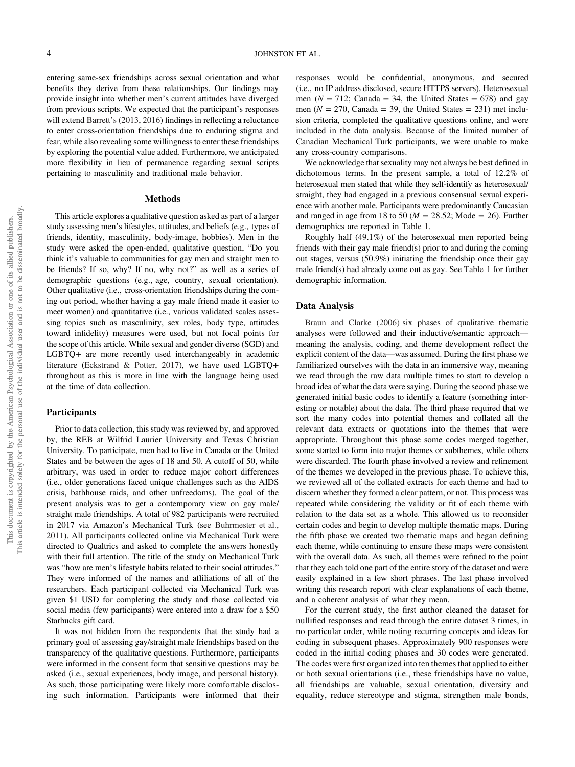entering same-sex friendships across sexual orientation and what benefits they derive from these relationships. Our findings may provide insight into whether men's current attitudes have diverged from previous scripts. We expected that the participant's responses will extend Barrett's (2013, 2016) findings in reflecting a reluctance to enter cross-orientation friendships due to enduring stigma and fear, while also revealing some willingness to enter these friendships by exploring the potential value added. Furthermore, we anticipated more flexibility in lieu of permanence regarding sexual scripts pertaining to masculinity and traditional male behavior.

## Methods

This article explores a qualitative question asked as part of a larger study assessing men's lifestyles, attitudes, and beliefs (e.g., types of friends, identity, masculinity, body-image, hobbies). Men in the study were asked the open-ended, qualitative question, "Do you think it's valuable to communities for gay men and straight men to be friends? If so, why? If no, why not?" as well as a series of demographic questions (e.g., age, country, sexual orientation). Other qualitative (i.e., cross-orientation friendships during the coming out period, whether having a gay male friend made it easier to meet women) and quantitative (i.e., various validated scales assessing topics such as masculinity, sex roles, body type, attitudes toward infidelity) measures were used, but not focal points for the scope of this article. While sexual and gender diverse (SGD) and LGBTQ+ are more recently used interchangeably in academic literature (Eckstrand & Potter, 2017), we have used LGBTQ+ throughout as this is more in line with the language being used at the time of data collection.

### Participants

Prior to data collection, this study was reviewed by, and approved by, the REB at Wilfrid Laurier University and Texas Christian University. To participate, men had to live in Canada or the United States and be between the ages of 18 and 50. A cutoff of 50, while arbitrary, was used in order to reduce major cohort differences (i.e., older generations faced unique challenges such as the AIDS crisis, bathhouse raids, and other unfreedoms). The goal of the present analysis was to get a contemporary view on gay male/straight male friendships. A total of 982 participants were recruited in 2017 via Amazon's Mechanical Turk (see Buhrmester et al., 2011). All participants collected online via Mechanical Turk were directed to Qualtrics and asked to complete the answers honestly with their full attention. The title of the study on Mechanical Turk was "how are men's lifestyle habits related to their social attitudes." They were informed of the names and affiliations of all of the researchers. Each participant collected via Mechanical Turk was given $1 USD for completing the study and those collected via social media (few participants) were entered into a draw for a $50 Starbucks gift card.

It was not hidden from the respondents that the study had a primary goal of assessing gay/straight male friendships based on the transparency of the qualitative questions. Furthermore, participants were informed in the consent form that sensitive questions may be asked (i.e., sexual experiences, body image, and personal history). As such, those participating were likely more comfortable disclosing such information. Participants were informed that their responses would be confidential, anonymous, and secured (i.e., no IP address disclosed, secure HTTPS servers). Heterosexual men ($N = 712$; Canada = 34, the United States = 678) and gay men ($N = 270$, Canada = 39, the United States = 231) met inclusion criteria, completed the qualitative questions online, and were included in the data analysis. Because of the limited number of Canadian Mechanical Turk participants, we were unable to make any cross-country comparisons.

We acknowledge that sexuality may not always be best defined in dichotomous terms. In the present sample, a total of 12.2% of heterosexual men stated that while they self-identify as heterosexual/straight, they had engaged in a previous consensual sexual experience with another male. Participants were predominantly Caucasian and ranged in age from 18 to 50 ($M = 28.52$; Mode = 26). Further demographics are reported in Table 1.

Roughly half (49.1%) of the heterosexual men reported being friends with their gay male friend(s) prior to and during the coming out stages, versus (50.9%) initiating the friendship once their gay male friend(s) had already come out as gay. See Table 1 for further demographic information.

### Data Analysis

Braun and Clarke (2006) six phases of qualitative thematic analyses were followed and their inductive/semantic approach—meaning the analysis, coding, and theme development reflect the explicit content of the data—was assumed. During the first phase we familiarized ourselves with the data in an immersive way, meaning we read through the raw data multiple times to start to develop a broad idea of what the data were saying. During the second phase we generated initial basic codes to identify a feature (something interesting or notable) about the data. The third phase required that we sort the many codes into potential themes and collated all the relevant data extracts or quotations into the themes that were appropriate. Throughout this phase some codes merged together, some started to form into major themes or subthemes, while others were discarded. The fourth phase involved a review and refinement of the themes we developed in the previous phase. To achieve this, we reviewed all of the collated extracts for each theme and had to discern whether they formed a clear pattern, or not. This process was repeated while considering the validity or fit of each theme with relation to the data set as a whole. This allowed us to reconsider certain codes and begin to develop multiple thematic maps. During the fifth phase we created two thematic maps and began defining each theme, while continuing to ensure these maps were consistent with the overall data. As such, all themes were refined to the point that they each told one part of the entire story of the dataset and were easily explained in a few short phrases. The last phase involved writing this research report with clear explanations of each theme, and a coherent analysis of what they mean.

For the current study, the first author cleaned the dataset for nullified responses and read through the entire dataset 3 times, in no particular order, while noting recurring concepts and ideas for coding in subsequent phases. Approximately 900 responses were coded in the initial coding phases and 30 codes were generated. The codes were first organized into ten themes that applied to either or both sexual orientations (i.e., these friendships have no value, all friendships are valuable, sexual orientation, diversity and equality, reduce stereotype and stigma, strengthen male bonds,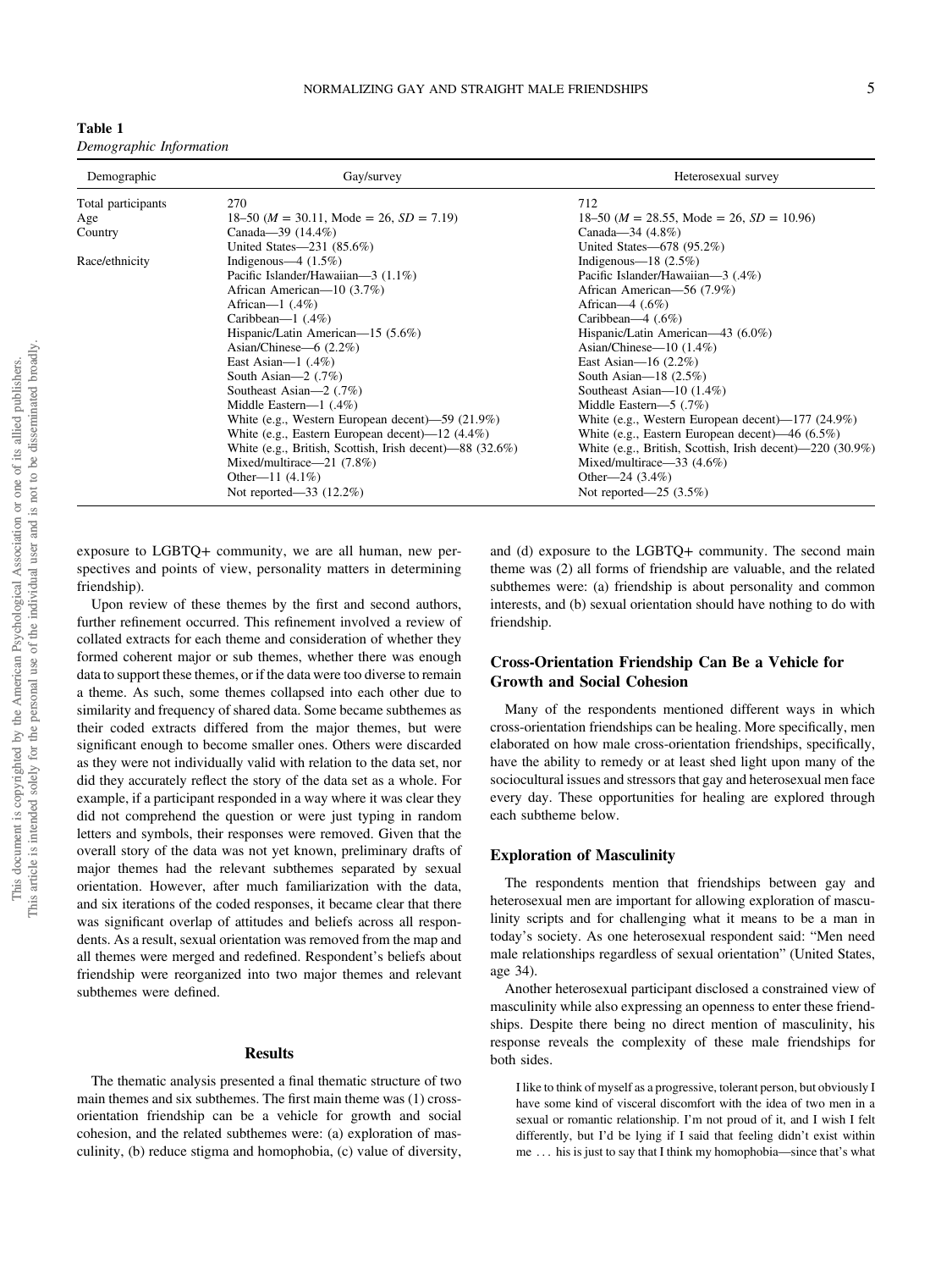**Table 1**
*Demographic Information*

| Demographic | Gay/survey | Heterosexual survey |
|---|---|---|
| Total participants | 270 | 712 |
| Age | 18–50 ($M$ = 30.11, Mode = 26, $SD$ = 7.19) | 18–50 ($M$ = 28.55, Mode = 26, $SD$ = 10.96) |
| Country | Canada—39 (14.4%) | Canada—34 (4.8%) |
| | United States—231 (85.6%) | United States—678 (95.2%) |
| Race/ethnicity | Indigenous—4 (1.5%) | Indigenous—18 (2.5%) |
| | Pacific Islander/Hawaiian—3 (1.1%) | Pacific Islander/Hawaiian—3 (.4%) |
| | African American—10 (3.7%) | African American—56 (7.9%) |
| | African—1 (.4%) | African—4 (.6%) |
| | Caribbean—1 (.4%) | Caribbean—4 (.6%) |
| | Hispanic/Latin American—15 (5.6%) | Hispanic/Latin American—43 (6.0%) |
| | Asian/Chinese—6 (2.2%) | Asian/Chinese—10 (1.4%) |
| | East Asian—1 (.4%) | East Asian—16 (2.2%) |
| | South Asian—2 (.7%) | South Asian—18 (2.5%) |
| | Southeast Asian—2 (.7%) | Southeast Asian—10 (1.4%) |
| | Middle Eastern—1 (.4%) | Middle Eastern—5 (.7%) |
| | White (e.g., Western European decent)—59 (21.9%) | White (e.g., Western European decent)—177 (24.9%) |
| | White (e.g., Eastern European decent)—12 (4.4%) | White (e.g., Eastern European decent)—46 (6.5%) |
| | White (e.g., British, Scottish, Irish decent)—88 (32.6%) | White (e.g., British, Scottish, Irish decent)—220 (30.9%) |
| | Mixed/multirace—21 (7.8%) | Mixed/multirace—33 (4.6%) |
| | Other—11 (4.1%) | Other—24 (3.4%) |
| | Not reported—33 (12.2%) | Not reported—25 (3.5%) |

exposure to LGBTQ+ community, we are all human, new perspectives and points of view, personality matters in determining friendship).

Upon review of these themes by the first and second authors, further refinement occurred. This refinement involved a review of collated extracts for each theme and consideration of whether they formed coherent major or sub themes, whether there was enough data to support these themes, or if the data were too diverse to remain a theme. As such, some themes collapsed into each other due to similarity and frequency of shared data. Some became subthemes as their coded extracts differed from the major themes, but were significant enough to become smaller ones. Others were discarded as they were not individually valid with relation to the data set, nor did they accurately reflect the story of the data set as a whole. For example, if a participant responded in a way where it was clear they did not comprehend the question or were just typing in random letters and symbols, their responses were removed. Given that the overall story of the data was not yet known, preliminary drafts of major themes had the relevant subthemes separated by sexual orientation. However, after much familiarization with the data, and six iterations of the coded responses, it became clear that there was significant overlap of attitudes and beliefs across all respondents. As a result, sexual orientation was removed from the map and all themes were merged and redefined. Respondent's beliefs about friendship were reorganized into two major themes and relevant subthemes were defined.

## Results

The thematic analysis presented a final thematic structure of two main themes and six subthemes. The first main theme was (1) cross-orientation friendship can be a vehicle for growth and social cohesion, and the related subthemes were: (a) exploration of masculinity, (b) reduce stigma and homophobia, (c) value of diversity, and (d) exposure to the LGBTQ+ community. The second main theme was (2) all forms of friendship are valuable, and the related subthemes were: (a) friendship is about personality and common interests, and (b) sexual orientation should have nothing to do with friendship.

### Cross-Orientation Friendship Can Be a Vehicle for Growth and Social Cohesion

Many of the respondents mentioned different ways in which cross-orientation friendships can be healing. More specifically, men elaborated on how male cross-orientation friendships, specifically, have the ability to remedy or at least shed light upon many of the sociocultural issues and stressors that gay and heterosexual men face every day. These opportunities for healing are explored through each subtheme below.

### Exploration of Masculinity

The respondents mention that friendships between gay and heterosexual men are important for allowing exploration of masculinity scripts and for challenging what it means to be a man in today's society. As one heterosexual respondent said: "Men need male relationships regardless of sexual orientation" (United States, age 34).

Another heterosexual participant disclosed a constrained view of masculinity while also expressing an openness to enter these friendships. Despite there being no direct mention of masculinity, his response reveals the complexity of these male friendships for both sides.

> I like to think of myself as a progressive, tolerant person, but obviously I have some kind of visceral discomfort with the idea of two men in a sexual or romantic relationship. I'm not proud of it, and I wish I felt differently, but I'd be lying if I said that feeling didn't exist within me . . . his is just to say that I think my homophobia—since that's what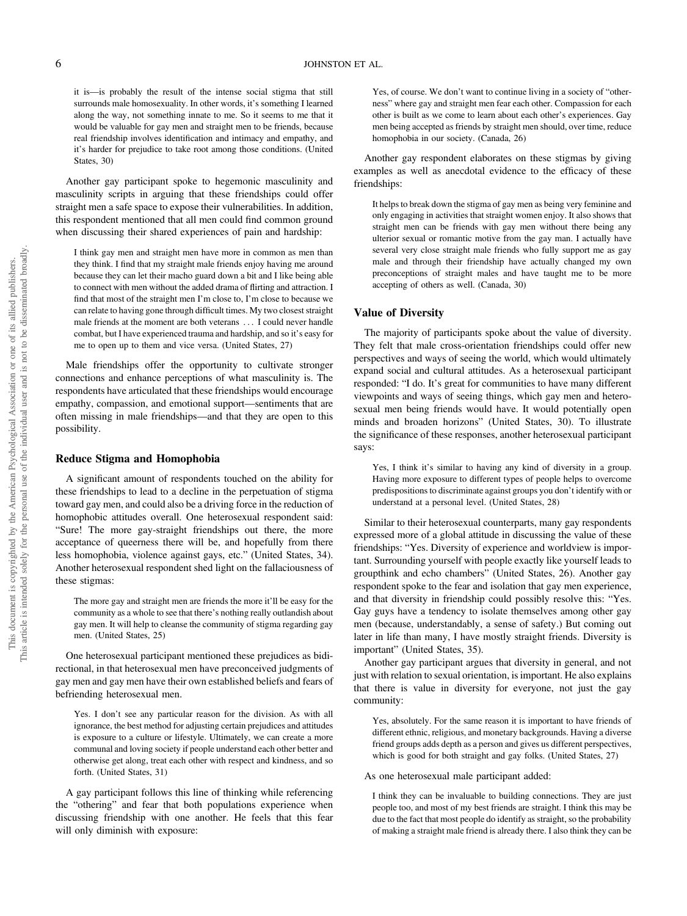it is—is probably the result of the intense social stigma that still surrounds male homosexuality. In other words, it's something I learned along the way, not something innate to me. So it seems to me that it would be valuable for gay men and straight men to be friends, because real friendship involves identification and intimacy and empathy, and it's harder for prejudice to take root among those conditions. (United States, 30)

Another gay participant spoke to hegemonic masculinity and masculinity scripts in arguing that these friendships could offer straight men a safe space to expose their vulnerabilities. In addition, this respondent mentioned that all men could find common ground when discussing their shared experiences of pain and hardship:

> I think gay men and straight men have more in common as men than they think. I find that my straight male friends enjoy having me around because they can let their macho guard down a bit and I like being able to connect with men without the added drama of flirting and attraction. I find that most of the straight men I'm close to, I'm close to because we can relate to having gone through difficult times. My two closest straight male friends at the moment are both veterans . . . I could never handle combat, but I have experienced trauma and hardship, and so it's easy for me to open up to them and vice versa. (United States, 27)

Male friendships offer the opportunity to cultivate stronger connections and enhance perceptions of what masculinity is. The respondents have articulated that these friendships would encourage empathy, compassion, and emotional support—sentiments that are often missing in male friendships—and that they are open to this possibility.

### Reduce Stigma and Homophobia

A significant amount of respondents touched on the ability for these friendships to lead to a decline in the perpetuation of stigma toward gay men, and could also be a driving force in the reduction of homophobic attitudes overall. One heterosexual respondent said: "Sure! The more gay-straight friendships out there, the more acceptance of queerness there will be, and hopefully from there less homophobia, violence against gays, etc." (United States, 34). Another heterosexual respondent shed light on the fallaciousness of these stigmas:

> The more gay and straight men are friends the more it'll be easy for the community as a whole to see that there's nothing really outlandish about gay men. It will help to cleanse the community of stigma regarding gay men. (United States, 25)

One heterosexual participant mentioned these prejudices as bidirectional, in that heterosexual men have preconceived judgments of gay men and gay men have their own established beliefs and fears of befriending heterosexual men.

> Yes. I don't see any particular reason for the division. As with all ignorance, the best method for adjusting certain prejudices and attitudes is exposure to a culture or lifestyle. Ultimately, we can create a more communal and loving society if people understand each other better and otherwise get along, treat each other with respect and kindness, and so forth. (United States, 31)

A gay participant follows this line of thinking while referencing the "othering" and fear that both populations experience when discussing friendship with one another. He feels that this fear will only diminish with exposure:

> Yes, of course. We don't want to continue living in a society of "otherness" where gay and straight men fear each other. Compassion for each other is built as we come to learn about each other's experiences. Gay men being accepted as friends by straight men should, over time, reduce homophobia in our society. (Canada, 26)

Another gay respondent elaborates on these stigmas by giving examples as well as anecdotal evidence to the efficacy of these friendships:

> It helps to break down the stigma of gay men as being very feminine and only engaging in activities that straight women enjoy. It also shows that straight men can be friends with gay men without there being any ulterior sexual or romantic motive from the gay man. I actually have several very close straight male friends who fully support me as gay male and through their friendship have actually changed my own preconceptions of straight males and have taught me to be more accepting of others as well. (Canada, 30)

### Value of Diversity

The majority of participants spoke about the value of diversity. They felt that male cross-orientation friendships could offer new perspectives and ways of seeing the world, which would ultimately expand social and cultural attitudes. As a heterosexual participant responded: "I do. It's great for communities to have many different viewpoints and ways of seeing things, which gay men and heterosexual men being friends would have. It would potentially open minds and broaden horizons" (United States, 30). To illustrate the significance of these responses, another heterosexual participant says:

> Yes, I think it's similar to having any kind of diversity in a group. Having more exposure to different types of people helps to overcome predispositions to discriminate against groups you don't identify with or understand at a personal level. (United States, 28)

Similar to their heterosexual counterparts, many gay respondents expressed more of a global attitude in discussing the value of these friendships: "Yes. Diversity of experience and worldview is important. Surrounding yourself with people exactly like yourself leads to groupthink and echo chambers" (United States, 26). Another gay respondent spoke to the fear and isolation that gay men experience, and that diversity in friendship could possibly resolve this: "Yes. Gay guys have a tendency to isolate themselves among other gay men (because, understandably, a sense of safety.) But coming out later in life than many, I have mostly straight friends. Diversity is important" (United States, 35).

Another gay participant argues that diversity in general, and not just with relation to sexual orientation, is important. He also explains that there is value in diversity for everyone, not just the gay community:

> Yes, absolutely. For the same reason it is important to have friends of different ethnic, religious, and monetary backgrounds. Having a diverse friend groups adds depth as a person and gives us different perspectives, which is good for both straight and gay folks. (United States, 27)

As one heterosexual male participant added:

> I think they can be invaluable to building connections. They are just people too, and most of my best friends are straight. I think this may be due to the fact that most people do identify as straight, so the probability of making a straight male friend is already there. I also think they can be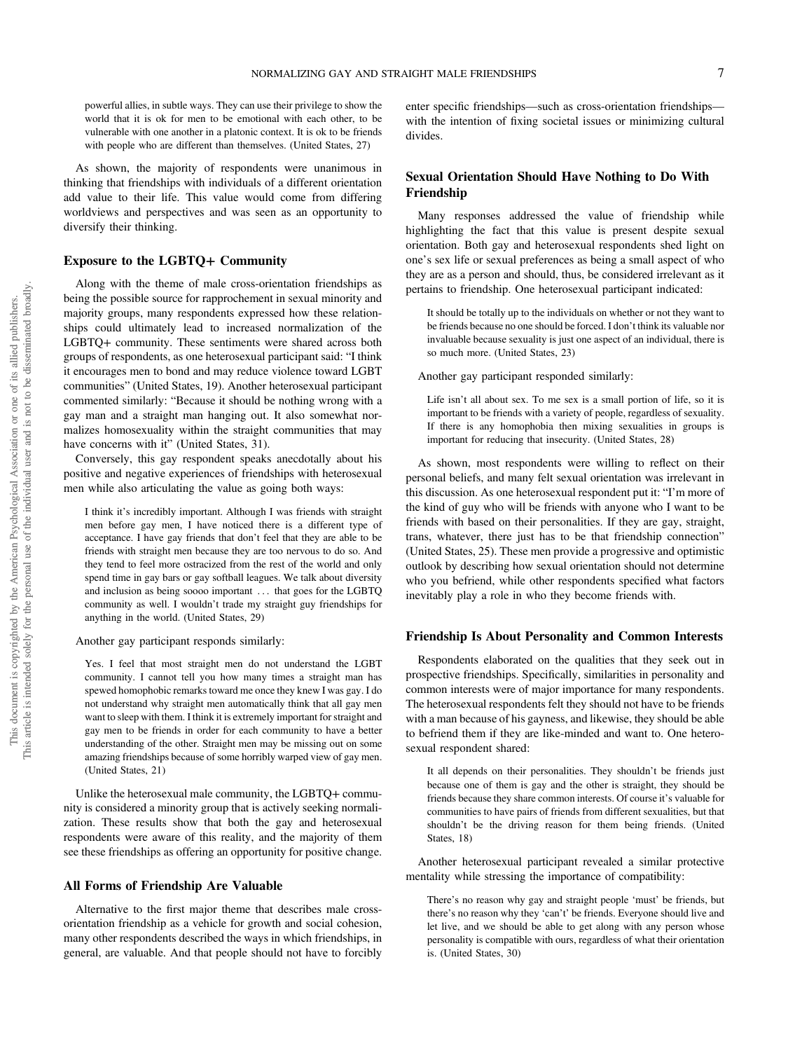powerful allies, in subtle ways. They can use their privilege to show the world that it is ok for men to be emotional with each other, to be vulnerable with one another in a platonic context. It is ok to be friends with people who are different than themselves. (United States, 27)

As shown, the majority of respondents were unanimous in thinking that friendships with individuals of a different orientation add value to their life. This value would come from differing worldviews and perspectives and was seen as an opportunity to diversify their thinking.

## Exposure to the LGBTQ+ Community

Along with the theme of male cross-orientation friendships as being the possible source for rapprochement in sexual minority and majority groups, many respondents expressed how these relationships could ultimately lead to increased normalization of the LGBTQ+ community. These sentiments were shared across both groups of respondents, as one heterosexual participant said: "I think it encourages men to bond and may reduce violence toward LGBT communities" (United States, 19). Another heterosexual participant commented similarly: "Because it should be nothing wrong with a gay man and a straight man hanging out. It also somewhat normalizes homosexuality within the straight communities that may have concerns with it" (United States, 31).

Conversely, this gay respondent speaks anecdotally about his positive and negative experiences of friendships with heterosexual men while also articulating the value as going both ways:

> I think it's incredibly important. Although I was friends with straight men before gay men, I have noticed there is a different type of acceptance. I have gay friends that don't feel that they are able to be friends with straight men because they are too nervous to do so. And they tend to feel more ostracized from the rest of the world and only spend time in gay bars or gay softball leagues. We talk about diversity and inclusion as being soooo important . . . that goes for the LGBTQ community as well. I wouldn't trade my straight guy friendships for anything in the world. (United States, 29)

Another gay participant responds similarly:

> Yes. I feel that most straight men do not understand the LGBT community. I cannot tell you how many times a straight man has spewed homophobic remarks toward me once they knew I was gay. I do not understand why straight men automatically think that all gay men want to sleep with them. I think it is extremely important for straight and gay men to be friends in order for each community to have a better understanding of the other. Straight men may be missing out on some amazing friendships because of some horribly warped view of gay men. (United States, 21)

Unlike the heterosexual male community, the LGBTQ+ community is considered a minority group that is actively seeking normalization. These results show that both the gay and heterosexual respondents were aware of this reality, and the majority of them see these friendships as offering an opportunity for positive change.

## All Forms of Friendship Are Valuable

Alternative to the first major theme that describes male cross-orientation friendship as a vehicle for growth and social cohesion, many other respondents described the ways in which friendships, in general, are valuable. And that people should not have to forcibly enter specific friendships—such as cross-orientation friendships—with the intention of fixing societal issues or minimizing cultural divides.

## Sexual Orientation Should Have Nothing to Do With Friendship

Many responses addressed the value of friendship while highlighting the fact that this value is present despite sexual orientation. Both gay and heterosexual respondents shed light on one's sex life or sexual preferences as being a small aspect of who they are as a person and should, thus, be considered irrelevant as it pertains to friendship. One heterosexual participant indicated:

> It should be totally up to the individuals on whether or not they want to be friends because no one should be forced. I don't think its valuable nor invaluable because sexuality is just one aspect of an individual, there is so much more. (United States, 23)

Another gay participant responded similarly:

> Life isn't all about sex. To me sex is a small portion of life, so it is important to be friends with a variety of people, regardless of sexuality. If there is any homophobia then mixing sexualities in groups is important for reducing that insecurity. (United States, 28)

As shown, most respondents were willing to reflect on their personal beliefs, and many felt sexual orientation was irrelevant in this discussion. As one heterosexual respondent put it: "I'm more of the kind of guy who will be friends with anyone who I want to be friends with based on their personalities. If they are gay, straight, trans, whatever, there just has to be that friendship connection" (United States, 25). These men provide a progressive and optimistic outlook by describing how sexual orientation should not determine who you befriend, while other respondents specified what factors inevitably play a role in who they become friends with.

## Friendship Is About Personality and Common Interests

Respondents elaborated on the qualities that they seek out in prospective friendships. Specifically, similarities in personality and common interests were of major importance for many respondents. The heterosexual respondents felt they should not have to be friends with a man because of his gayness, and likewise, they should be able to befriend them if they are like-minded and want to. One heterosexual respondent shared:

> It all depends on their personalities. They shouldn't be friends just because one of them is gay and the other is straight, they should be friends because they share common interests. Of course it's valuable for communities to have pairs of friends from different sexualities, but that shouldn't be the driving reason for them being friends. (United States, 18)

Another heterosexual participant revealed a similar protective mentality while stressing the importance of compatibility:

> There's no reason why gay and straight people 'must' be friends, but there's no reason why they 'can't' be friends. Everyone should live and let live, and we should be able to get along with any person whose personality is compatible with ours, regardless of what their orientation is. (United States, 30)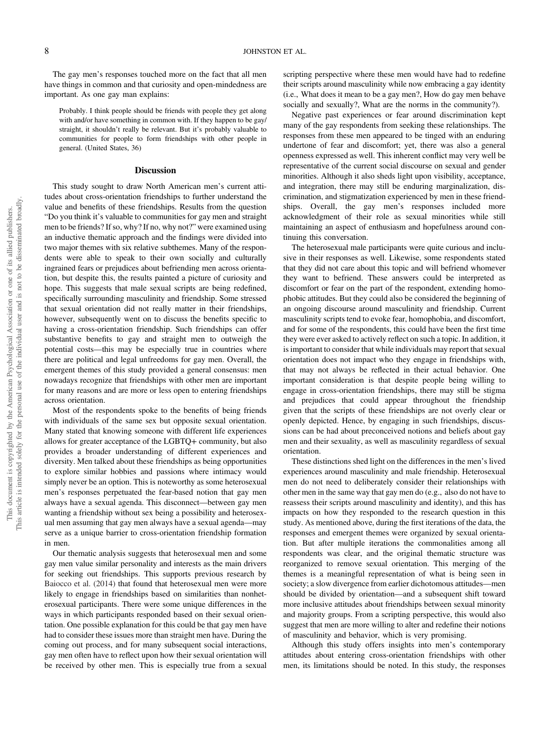The gay men's responses touched more on the fact that all men have things in common and that curiosity and open-mindedness are important. As one gay man explains:

> Probably. I think people should be friends with people they get along with and/or have something in common with. If they happen to be gay/straight, it shouldn't really be relevant. But it's probably valuable to communities for people to form friendships with other people in general. (United States, 36)

## Discussion

This study sought to draw North American men's current attitudes about cross-orientation friendships to further understand the value and benefits of these friendships. Results from the question "Do you think it's valuable to communities for gay men and straight men to be friends? If so, why? If no, why not?" were examined using an inductive thematic approach and the findings were divided into two major themes with six relative subthemes. Many of the respondents were able to speak to their own socially and culturally ingrained fears or prejudices about befriending men across orientation, but despite this, the results painted a picture of curiosity and hope. This suggests that male sexual scripts are being redefined, specifically surrounding masculinity and friendship. Some stressed that sexual orientation did not really matter in their friendships, however, subsequently went on to discuss the benefits specific to having a cross-orientation friendship. Such friendships can offer substantive benefits to gay and straight men to outweigh the potential costs—this may be especially true in countries where there are political and legal unfreedoms for gay men. Overall, the emergent themes of this study provided a general consensus: men nowadays recognize that friendships with other men are important for many reasons and are more or less open to entering friendships across orientation.

Most of the respondents spoke to the benefits of being friends with individuals of the same sex but opposite sexual orientation. Many stated that knowing someone with different life experiences allows for greater acceptance of the LGBTQ+ community, but also provides a broader understanding of different experiences and diversity. Men talked about these friendships as being opportunities to explore similar hobbies and passions where intimacy would simply never be an option. This is noteworthy as some heterosexual men's responses perpetuated the fear-based notion that gay men always have a sexual agenda. This disconnect—between gay men wanting a friendship without sex being a possibility and heterosexual men assuming that gay men always have a sexual agenda—may serve as a unique barrier to cross-orientation friendship formation in men.

Our thematic analysis suggests that heterosexual men and some gay men value similar personality and interests as the main drivers for seeking out friendships. This supports previous research by Baiocco et al. (2014) that found that heterosexual men were more likely to engage in friendships based on similarities than nonheterosexual participants. There were some unique differences in the ways in which participants responded based on their sexual orientation. One possible explanation for this could be that gay men have had to consider these issues more than straight men have. During the coming out process, and for many subsequent social interactions, gay men often have to reflect upon how their sexual orientation will be received by other men. This is especially true from a sexual scripting perspective where these men would have had to redefine their scripts around masculinity while now embracing a gay identity (i.e., What does it mean to be a gay men?, How do gay men behave socially and sexually?, What are the norms in the community?).

Negative past experiences or fear around discrimination kept many of the gay respondents from seeking these relationships. The responses from these men appeared to be tinged with an enduring undertone of fear and discomfort; yet, there was also a general openness expressed as well. This inherent conflict may very well be representative of the current social discourse on sexual and gender minorities. Although it also sheds light upon visibility, acceptance, and integration, there may still be enduring marginalization, discrimination, and stigmatization experienced by men in these friendships. Overall, the gay men's responses included more acknowledgment of their role as sexual minorities while still maintaining an aspect of enthusiasm and hopefulness around continuing this conversation.

The heterosexual male participants were quite curious and inclusive in their responses as well. Likewise, some respondents stated that they did not care about this topic and will befriend whomever they want to befriend. These answers could be interpreted as discomfort or fear on the part of the respondent, extending homophobic attitudes. But they could also be considered the beginning of an ongoing discourse around masculinity and friendship. Current masculinity scripts tend to evoke fear, homophobia, and discomfort, and for some of the respondents, this could have been the first time they were ever asked to actively reflect on such a topic. In addition, it is important to consider that while individuals may report that sexual orientation does not impact who they engage in friendships with, that may not always be reflected in their actual behavior. One important consideration is that despite people being willing to engage in cross-orientation friendships, there may still be stigma and prejudices that could appear throughout the friendship given that the scripts of these friendships are not overly clear or openly depicted. Hence, by engaging in such friendships, discussions can be had about preconceived notions and beliefs about gay men and their sexuality, as well as masculinity regardless of sexual orientation.

These distinctions shed light on the differences in the men's lived experiences around masculinity and male friendship. Heterosexual men do not need to deliberately consider their relationships with other men in the same way that gay men do (e.g., also do not have to reassess their scripts around masculinity and identity), and this has impacts on how they responded to the research question in this study. As mentioned above, during the first iterations of the data, the responses and emergent themes were organized by sexual orientation. But after multiple iterations the commonalities among all respondents was clear, and the original thematic structure was reorganized to remove sexual orientation. This merging of the themes is a meaningful representation of what is being seen in society; a slow divergence from earlier dichotomous attitudes—men should be divided by orientation—and a subsequent shift toward more inclusive attitudes about friendships between sexual minority and majority groups. From a scripting perspective, this would also suggest that men are more willing to alter and redefine their notions of masculinity and behavior, which is very promising.

Although this study offers insights into men's contemporary attitudes about entering cross-orientation friendships with other men, its limitations should be noted. In this study, the responses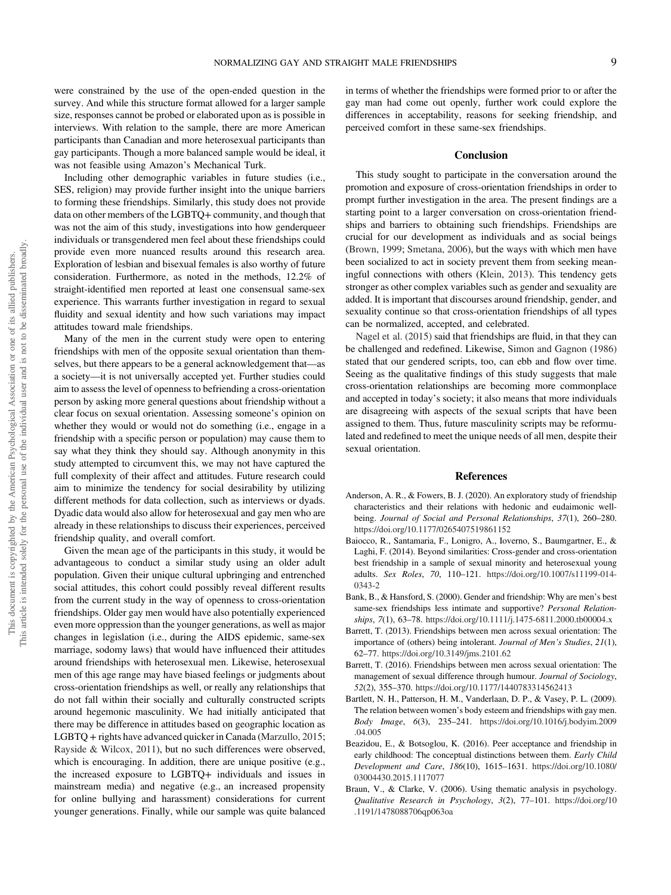were constrained by the use of the open-ended question in the survey. And while this structure format allowed for a larger sample size, responses cannot be probed or elaborated upon as is possible in interviews. With relation to the sample, there are more American participants than Canadian and more heterosexual participants than gay participants. Though a more balanced sample would be ideal, it was not feasible using Amazon's Mechanical Turk.

Including other demographic variables in future studies (i.e., SES, religion) may provide further insight into the unique barriers to forming these friendships. Similarly, this study does not provide data on other members of the LGBTQ+ community, and though that was not the aim of this study, investigations into how genderqueer individuals or transgendered men feel about these friendships could provide even more nuanced results around this research area. Exploration of lesbian and bisexual females is also worthy of future consideration. Furthermore, as noted in the methods, 12.2% of straight-identified men reported at least one consensual same-sex experience. This warrants further investigation in regard to sexual fluidity and sexual identity and how such variations may impact attitudes toward male friendships.

Many of the men in the current study were open to entering friendships with men of the opposite sexual orientation than themselves, but there appears to be a general acknowledgement that—as a society—it is not universally accepted yet. Further studies could aim to assess the level of openness to befriending a cross-orientation person by asking more general questions about friendship without a clear focus on sexual orientation. Assessing someone's opinion on whether they would or would not do something (i.e., engage in a friendship with a specific person or population) may cause them to say what they think they should say. Although anonymity in this study attempted to circumvent this, we may not have captured the full complexity of their affect and attitudes. Future research could aim to minimize the tendency for social desirability by utilizing different methods for data collection, such as interviews or dyads. Dyadic data would also allow for heterosexual and gay men who are already in these relationships to discuss their experiences, perceived friendship quality, and overall comfort.

Given the mean age of the participants in this study, it would be advantageous to conduct a similar study using an older adult population. Given their unique cultural upbringing and entrenched social attitudes, this cohort could possibly reveal different results from the current study in the way of openness to cross-orientation friendships. Older gay men would have also potentially experienced even more oppression than the younger generations, as well as major changes in legislation (i.e., during the AIDS epidemic, same-sex marriage, sodomy laws) that would have influenced their attitudes around friendships with heterosexual men. Likewise, heterosexual men of this age range may have biased feelings or judgments about cross-orientation friendships as well, or really any relationships that do not fall within their socially and culturally constructed scripts around hegemonic masculinity. We had initially anticipated that there may be difference in attitudes based on geographic location as LGBTQ + rights have advanced quicker in Canada (Marzullo, 2015; Rayside & Wilcox, 2011), but no such differences were observed, which is encouraging. In addition, there are unique positive (e.g., the increased exposure to LGBTQ+ individuals and issues in mainstream media) and negative (e.g., an increased propensity for online bullying and harassment) considerations for current younger generations. Finally, while our sample was quite balanced in terms of whether the friendships were formed prior to or after the gay man had come out openly, further work could explore the differences in acceptability, reasons for seeking friendship, and perceived comfort in these same-sex friendships.

## Conclusion

This study sought to participate in the conversation around the promotion and exposure of cross-orientation friendships in order to prompt further investigation in the area. The present findings are a starting point to a larger conversation on cross-orientation friendships and barriers to obtaining such friendships. Friendships are crucial for our development as individuals and as social beings (Brown, 1999; Smetana, 2006), but the ways with which men have been socialized to act in society prevent them from seeking meaningful connections with others (Klein, 2013). This tendency gets stronger as other complex variables such as gender and sexuality are added. It is important that discourses around friendship, gender, and sexuality continue so that cross-orientation friendships of all types can be normalized, accepted, and celebrated.

Nagel et al. (2015) said that friendships are fluid, in that they can be challenged and redefined. Likewise, Simon and Gagnon (1986) stated that our gendered scripts, too, can ebb and flow over time. Seeing as the qualitative findings of this study suggests that male cross-orientation relationships are becoming more commonplace and accepted in today's society; it also means that more individuals are disagreeing with aspects of the sexual scripts that have been assigned to them. Thus, future masculinity scripts may be reformulated and redefined to meet the unique needs of all men, despite their sexual orientation.

## References

Anderson, A. R., & Fowers, B. J. (2020). An exploratory study of friendship characteristics and their relations with hedonic and eudaimonic well-being. *Journal of Social and Personal Relationships*, *37*(1), 260–280. https://doi.org/10.1177/0265407519861152

Baiocco, R., Santamaria, F., Lonigro, A., Ioverno, S., Baumgartner, E., & Laghi, F. (2014). Beyond similarities: Cross-gender and cross-orientation best friendship in a sample of sexual minority and heterosexual young adults. *Sex Roles*, *70*, 110–121. https://doi.org/10.1007/s11199-014-0343-2

Bank, B., & Hansford, S. (2000). Gender and friendship: Why are men's best same-sex friendships less intimate and supportive? *Personal Relationships*, *7*(1), 63–78. https://doi.org/10.1111/j.1475-6811.2000.tb00004.x

Barrett, T. (2013). Friendships between men across sexual orientation: The importance of (others) being intolerant. *Journal of Men's Studies*, *21*(1), 62–77. https://doi.org/10.3149/jms.2101.62

Barrett, T. (2016). Friendships between men across sexual orientation: The management of sexual difference through humour. *Journal of Sociology*, *52*(2), 355–370. https://doi.org/10.1177/1440783314562413

Bartlett, N. H., Patterson, H. M., Vanderlaan, D. P., & Vasey, P. L. (2009). The relation between women's body esteem and friendships with gay men. *Body Image*, *6*(3), 235–241. https://doi.org/10.1016/j.bodyim.2009.04.005

Beazidou, E., & Botsoglou, K. (2016). Peer acceptance and friendship in early childhood: The conceptual distinctions between them. *Early Child Development and Care*, *186*(10), 1615–1631. https://doi.org/10.1080/03004430.2015.1117077

Braun, V., & Clarke, V. (2006). Using thematic analysis in psychology. *Qualitative Research in Psychology*, *3*(2), 77–101. https://doi.org/10.1191/1478088706qp063oa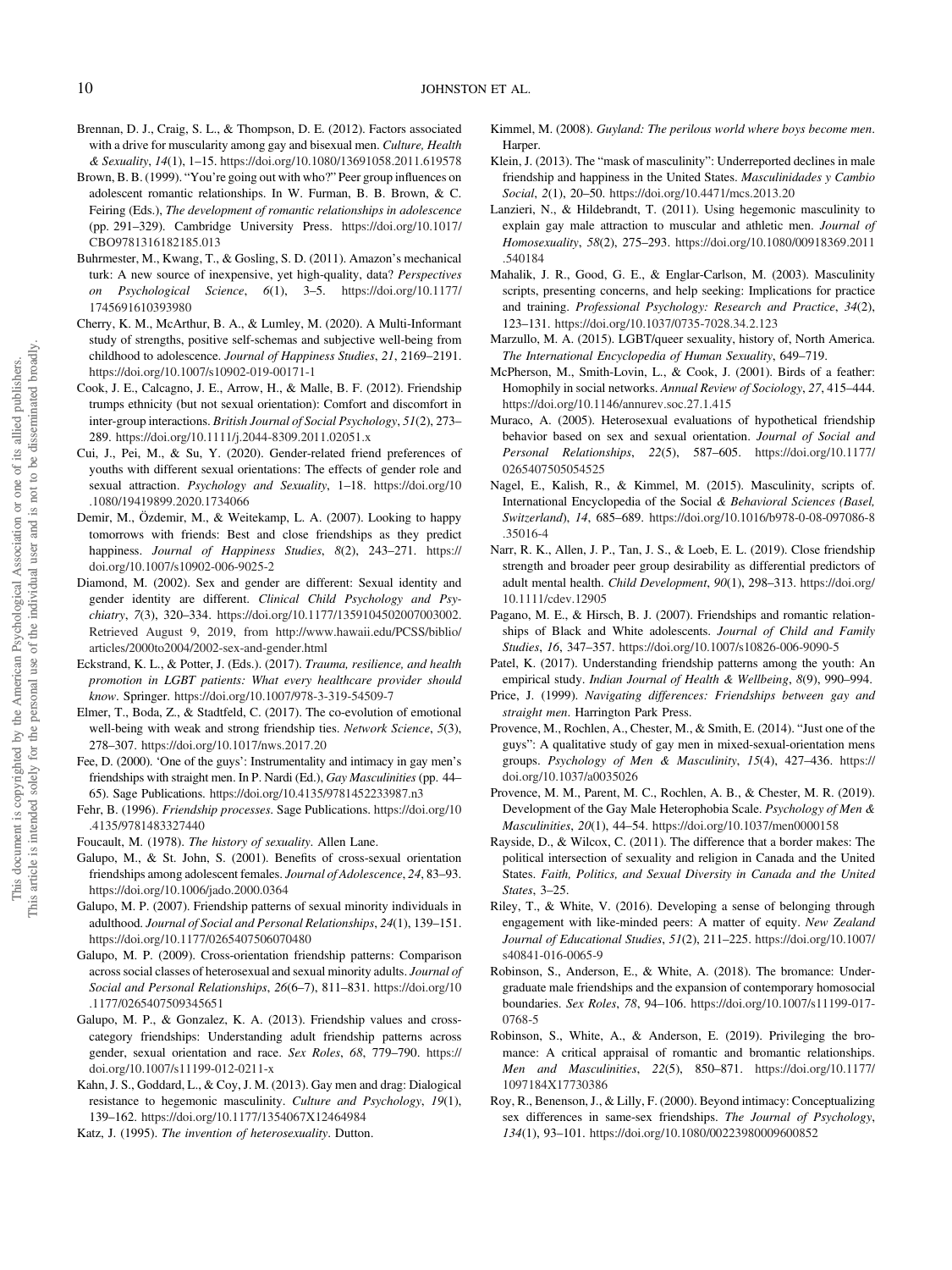Brennan, D. J., Craig, S. L., & Thompson, D. E. (2012). Factors associated with a drive for muscularity among gay and bisexual men. *Culture, Health & Sexuality*, *14*(1), 1–15. https://doi.org/10.1080/13691058.2011.619578

Brown, B. B. (1999). "You're going out with who?" Peer group influences on adolescent romantic relationships. In W. Furman, B. B. Brown, & C. Feiring (Eds.), *The development of romantic relationships in adolescence* (pp. 291–329). Cambridge University Press. https://doi.org/10.1017/CBO9781316182185.013

Buhrmester, M., Kwang, T., & Gosling, S. D. (2011). Amazon's mechanical turk: A new source of inexpensive, yet high-quality, data? *Perspectives on Psychological Science*, *6*(1), 3–5. https://doi.org/10.1177/1745691610393980

Cherry, K. M., McArthur, B. A., & Lumley, M. (2020). A Multi-Informant study of strengths, positive self-schemas and subjective well-being from childhood to adolescence. *Journal of Happiness Studies*, *21*, 2169–2191. https://doi.org/10.1007/s10902-019-00171-1

Cook, J. E., Calcagno, J. E., Arrow, H., & Malle, B. F. (2012). Friendship trumps ethnicity (but not sexual orientation): Comfort and discomfort in inter-group interactions. *British Journal of Social Psychology*, *51*(2), 273–289. https://doi.org/10.1111/j.2044-8309.2011.02051.x

Cui, J., Pei, M., & Su, Y. (2020). Gender-related friend preferences of youths with different sexual orientations: The effects of gender role and sexual attraction. *Psychology and Sexuality*, 1–18. https://doi.org/10.1080/19419899.2020.1734066

Demir, M., Özdemir, M., & Weitekamp, L. A. (2007). Looking to happy tomorrows with friends: Best and close friendships as they predict happiness. *Journal of Happiness Studies*, *8*(2), 243–271. https://doi.org/10.1007/s10902-006-9025-2

Diamond, M. (2002). Sex and gender are different: Sexual identity and gender identity are different. *Clinical Child Psychology and Psychiatry*, *7*(3), 320–334. https://doi.org/10.1177/1359104502007003002. Retrieved August 9, 2019, from http://www.hawaii.edu/PCSS/biblio/articles/2000to2004/2002-sex-and-gender.html

Eckstrand, K. L., & Potter, J. (Eds.). (2017). *Trauma, resilience, and health promotion in LGBT patients: What every healthcare provider should know*. Springer. https://doi.org/10.1007/978-3-319-54509-7

Elmer, T., Boda, Z., & Stadtfeld, C. (2017). The co-evolution of emotional well-being with weak and strong friendship ties. *Network Science*, *5*(3), 278–307. https://doi.org/10.1017/nws.2017.20

Fee, D. (2000). 'One of the guys': Instrumentality and intimacy in gay men's friendships with straight men. In P. Nardi (Ed.), *Gay Masculinities* (pp. 44–65). Sage Publications. https://doi.org/10.4135/9781452233987.n3

Fehr, B. (1996). *Friendship processes*. Sage Publications. https://doi.org/10.4135/9781483327440

Foucault, M. (1978). *The history of sexuality*. Allen Lane.

Galupo, M., & St. John, S. (2001). Benefits of cross-sexual orientation friendships among adolescent females. *Journal of Adolescence*, *24*, 83–93. https://doi.org/10.1006/jado.2000.0364

Galupo, M. P. (2007). Friendship patterns of sexual minority individuals in adulthood. *Journal of Social and Personal Relationships*, *24*(1), 139–151. https://doi.org/10.1177/0265407506070480

Galupo, M. P. (2009). Cross-orientation friendship patterns: Comparison across social classes of heterosexual and sexual minority adults. *Journal of Social and Personal Relationships*, *26*(6–7), 811–831. https://doi.org/10.1177/0265407509345651

Galupo, M. P., & Gonzalez, K. A. (2013). Friendship values and cross-category friendships: Understanding adult friendship patterns across gender, sexual orientation and race. *Sex Roles*, *68*, 779–790. https://doi.org/10.1007/s11199-012-0211-x

Kahn, J. S., Goddard, L., & Coy, J. M. (2013). Gay men and drag: Dialogical resistance to hegemonic masculinity. *Culture and Psychology*, *19*(1), 139–162. https://doi.org/10.1177/1354067X12464984

Katz, J. (1995). *The invention of heterosexuality*. Dutton.

Kimmel, M. (2008). *Guyland: The perilous world where boys become men*. Harper.

Klein, J. (2013). The "mask of masculinity": Underreported declines in male friendship and happiness in the United States. *Masculinidades y Cambio Social*, *2*(1), 20–50. https://doi.org/10.4471/mcs.2013.20

Lanzieri, N., & Hildebrandt, T. (2011). Using hegemonic masculinity to explain gay male attraction to muscular and athletic men. *Journal of Homosexuality*, *58*(2), 275–293. https://doi.org/10.1080/00918369.2011.540184

Mahalik, J. R., Good, G. E., & Englar-Carlson, M. (2003). Masculinity scripts, presenting concerns, and help seeking: Implications for practice and training. *Professional Psychology: Research and Practice*, *34*(2), 123–131. https://doi.org/10.1037/0735-7028.34.2.123

Marzullo, M. A. (2015). LGBT/queer sexuality, history of, North America. *The International Encyclopedia of Human Sexuality*, 649–719.

McPherson, M., Smith-Lovin, L., & Cook, J. (2001). Birds of a feather: Homophily in social networks. *Annual Review of Sociology*, *27*, 415–444. https://doi.org/10.1146/annurev.soc.27.1.415

Muraco, A. (2005). Heterosexual evaluations of hypothetical friendship behavior based on sex and sexual orientation. *Journal of Social and Personal Relationships*, *22*(5), 587–605. https://doi.org/10.1177/0265407505054525

Nagel, E., Kalish, R., & Kimmel, M. (2015). Masculinity, scripts of. International Encyclopedia of the Social *& Behavioral Sciences (Basel, Switzerland)*, *14*, 685–689. https://doi.org/10.1016/b978-0-08-097086-8.35016-4

Narr, R. K., Allen, J. P., Tan, J. S., & Loeb, E. L. (2019). Close friendship strength and broader peer group desirability as differential predictors of adult mental health. *Child Development*, *90*(1), 298–313. https://doi.org/10.1111/cdev.12905

Pagano, M. E., & Hirsch, B. J. (2007). Friendships and romantic relationships of Black and White adolescents. *Journal of Child and Family Studies*, *16*, 347–357. https://doi.org/10.1007/s10826-006-9090-5

Patel, K. (2017). Understanding friendship patterns among the youth: An empirical study. *Indian Journal of Health & Wellbeing*, *8*(9), 990–994.

Price, J. (1999). *Navigating differences: Friendships between gay and straight men*. Harrington Park Press.

Provence, M., Rochlen, A., Chester, M., & Smith, E. (2014). "Just one of the guys": A qualitative study of gay men in mixed-sexual-orientation mens groups. *Psychology of Men & Masculinity*, *15*(4), 427–436. https://doi.org/10.1037/a0035026

Provence, M. M., Parent, M. C., Rochlen, A. B., & Chester, M. R. (2019). Development of the Gay Male Heterophobia Scale. *Psychology of Men & Masculinities*, *20*(1), 44–54. https://doi.org/10.1037/men0000158

Rayside, D., & Wilcox, C. (2011). The difference that a border makes: The political intersection of sexuality and religion in Canada and the United States. *Faith, Politics, and Sexual Diversity in Canada and the United States*, 3–25.

Riley, T., & White, V. (2016). Developing a sense of belonging through engagement with like-minded peers: A matter of equity. *New Zealand Journal of Educational Studies*, *51*(2), 211–225. https://doi.org/10.1007/s40841-016-0065-9

Robinson, S., Anderson, E., & White, A. (2018). The bromance: Undergraduate male friendships and the expansion of contemporary homosocial boundaries. *Sex Roles*, *78*, 94–106. https://doi.org/10.1007/s11199-017-0768-5

Robinson, S., White, A., & Anderson, E. (2019). Privileging the bromance: A critical appraisal of romantic and bromantic relationships. *Men and Masculinities*, *22*(5), 850–871. https://doi.org/10.1177/1097184X17730386

Roy, R., Benenson, J., & Lilly, F. (2000). Beyond intimacy: Conceptualizing sex differences in same-sex friendships. *The Journal of Psychology*, *134*(1), 93–101. https://doi.org/10.1080/00223980009600852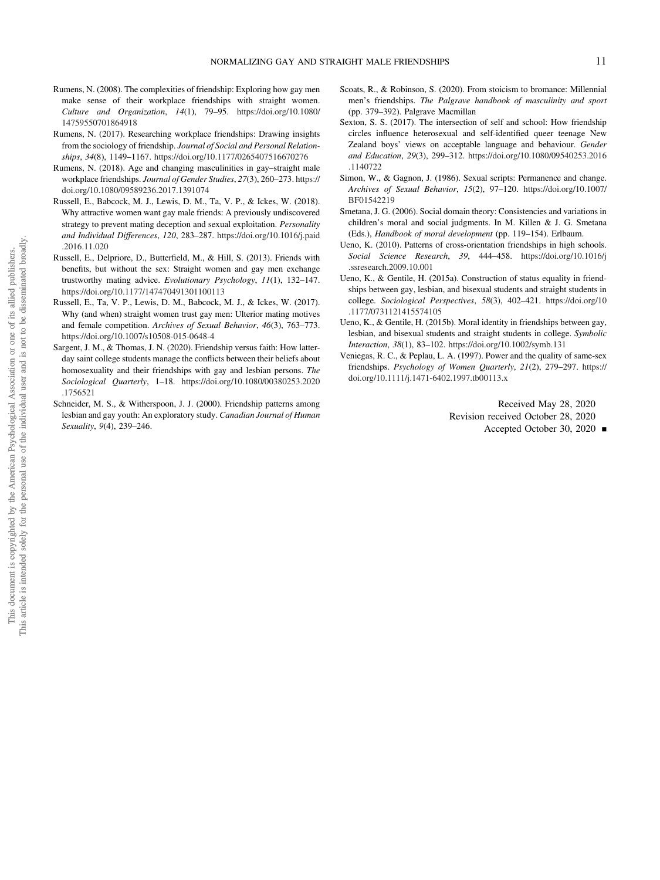Rumens, N. (2008). The complexities of friendship: Exploring how gay men make sense of their workplace friendships with straight women. *Culture and Organization*, *14*(1), 79–95. https://doi.org/10.1080/14759550701864918

Rumens, N. (2017). Researching workplace friendships: Drawing insights from the sociology of friendship. *Journal of Social and Personal Relationships*, *34*(8), 1149–1167. https://doi.org/10.1177/0265407516670276

Rumens, N. (2018). Age and changing masculinities in gay–straight male workplace friendships. *Journal of Gender Studies*, *27*(3), 260–273. https://doi.org/10.1080/09589236.2017.1391074

Russell, E., Babcock, M. J., Lewis, D. M., Ta, V. P., & Ickes, W. (2018). Why attractive women want gay male friends: A previously undiscovered strategy to prevent mating deception and sexual exploitation. *Personality and Individual Differences*, *120*, 283–287. https://doi.org/10.1016/j.paid.2016.11.020

Russell, E., Delpriore, D., Butterfield, M., & Hill, S. (2013). Friends with benefits, but without the sex: Straight women and gay men exchange trustworthy mating advice. *Evolutionary Psychology*, *11*(1), 132–147. https://doi.org/10.1177/147470491301100113

Russell, E., Ta, V. P., Lewis, D. M., Babcock, M. J., & Ickes, W. (2017). Why (and when) straight women trust gay men: Ulterior mating motives and female competition. *Archives of Sexual Behavior*, *46*(3), 763–773. https://doi.org/10.1007/s10508-015-0648-4

Sargent, J. M., & Thomas, J. N. (2020). Friendship versus faith: How latter-day saint college students manage the conflicts between their beliefs about homosexuality and their friendships with gay and lesbian persons. *The Sociological Quarterly*, 1–18. https://doi.org/10.1080/00380253.2020.1756521

Schneider, M. S., & Witherspoon, J. J. (2000). Friendship patterns among lesbian and gay youth: An exploratory study. *Canadian Journal of Human Sexuality*, *9*(4), 239–246.

Scoats, R., & Robinson, S. (2020). From stoicism to bromance: Millennial men's friendships. *The Palgrave handbook of masculinity and sport* (pp. 379–392). Palgrave Macmillan

Sexton, S. S. (2017). The intersection of self and school: How friendship circles influence heterosexual and self-identified queer teenage New Zealand boys' views on acceptable language and behaviour. *Gender and Education*, *29*(3), 299–312. https://doi.org/10.1080/09540253.2016.1140722

Simon, W., & Gagnon, J. (1986). Sexual scripts: Permanence and change. *Archives of Sexual Behavior*, *15*(2), 97–120. https://doi.org/10.1007/BF01542219

Smetana, J. G. (2006). Social domain theory: Consistencies and variations in children's moral and social judgments. In M. Killen & J. G. Smetana (Eds.), *Handbook of moral development* (pp. 119–154). Erlbaum.

Ueno, K. (2010). Patterns of cross-orientation friendships in high schools. *Social Science Research*, *39*, 444–458. https://doi.org/10.1016/j.ssresearch.2009.10.001

Ueno, K., & Gentile, H. (2015a). Construction of status equality in friendships between gay, lesbian, and bisexual students and straight students in college. *Sociological Perspectives*, *58*(3), 402–421. https://doi.org/10.1177/0731121415574105

Ueno, K., & Gentile, H. (2015b). Moral identity in friendships between gay, lesbian, and bisexual students and straight students in college. *Symbolic Interaction*, *38*(1), 83–102. https://doi.org/10.1002/symb.131

Veniegas, R. C., & Peplau, L. A. (1997). Power and the quality of same-sex friendships. *Psychology of Women Quarterly*, *21*(2), 279–297. https://doi.org/10.1111/j.1471-6402.1997.tb00113.x

Received May 28, 2020
Revision received October 28, 2020
Accepted October 30, 2020 ■